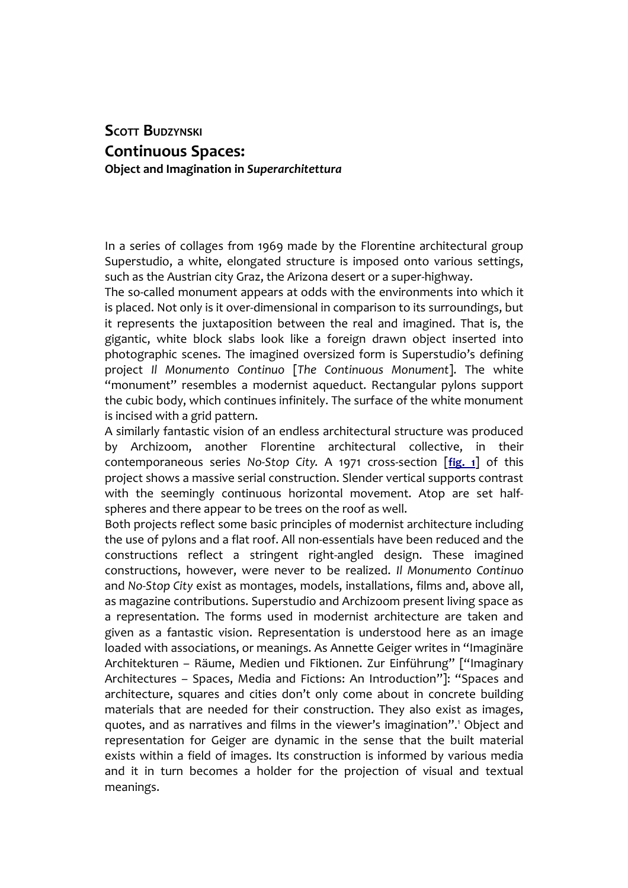**Scott Budzynski**

# Continuous Spaces:

**Object and Imagination in *Superarchitettura***

In a series of collages from 1969 made by the Florentine architectural group Superstudio, a white, elongated structure is imposed onto various settings, such as the Austrian city Graz, the Arizona desert or a super-highway.

The so-called monument appears at odds with the environments into which it is placed. Not only is it over-dimensional in comparison to its surroundings, but it represents the juxtaposition between the real and imagined. That is, the gigantic, white block slabs look like a foreign drawn object inserted into photographic scenes. The imagined oversized form is Superstudio's defining project *Il Monumento Continuo* [*The Continuous Monument*]. The white "monument" resembles a modernist aqueduct. Rectangular pylons support the cubic body, which continues infinitely. The surface of the white monument is incised with a grid pattern.

A similarly fantastic vision of an endless architectural structure was produced by Archizoom, another Florentine architectural collective, in their contemporaneous series *No-Stop City*. A 1971 cross-section [**fig. 1**] of this project shows a massive serial construction. Slender vertical supports contrast with the seemingly continuous horizontal movement. Atop are set half-spheres and there appear to be trees on the roof as well.

Both projects reflect some basic principles of modernist architecture including the use of pylons and a flat roof. All non-essentials have been reduced and the constructions reflect a stringent right-angled design. These imagined constructions, however, were never to be realized. *Il Monumento Continuo* and *No-Stop City* exist as montages, models, installations, films and, above all, as magazine contributions. Superstudio and Archizoom present living space as a representation. The forms used in modernist architecture are taken and given as a fantastic vision. Representation is understood here as an image loaded with associations, or meanings. As Annette Geiger writes in "Imaginäre Architekturen – Räume, Medien und Fiktionen. Zur Einführung" ["Imaginary Architectures – Spaces, Media and Fictions: An Introduction"]: "Spaces and architecture, squares and cities don't only come about in concrete building materials that are needed for their construction. They also exist as images, quotes, and as narratives and films in the viewer's imagination".[1] Object and representation for Geiger are dynamic in the sense that the built material exists within a field of images. Its construction is informed by various media and it in turn becomes a holder for the projection of visual and textual meanings.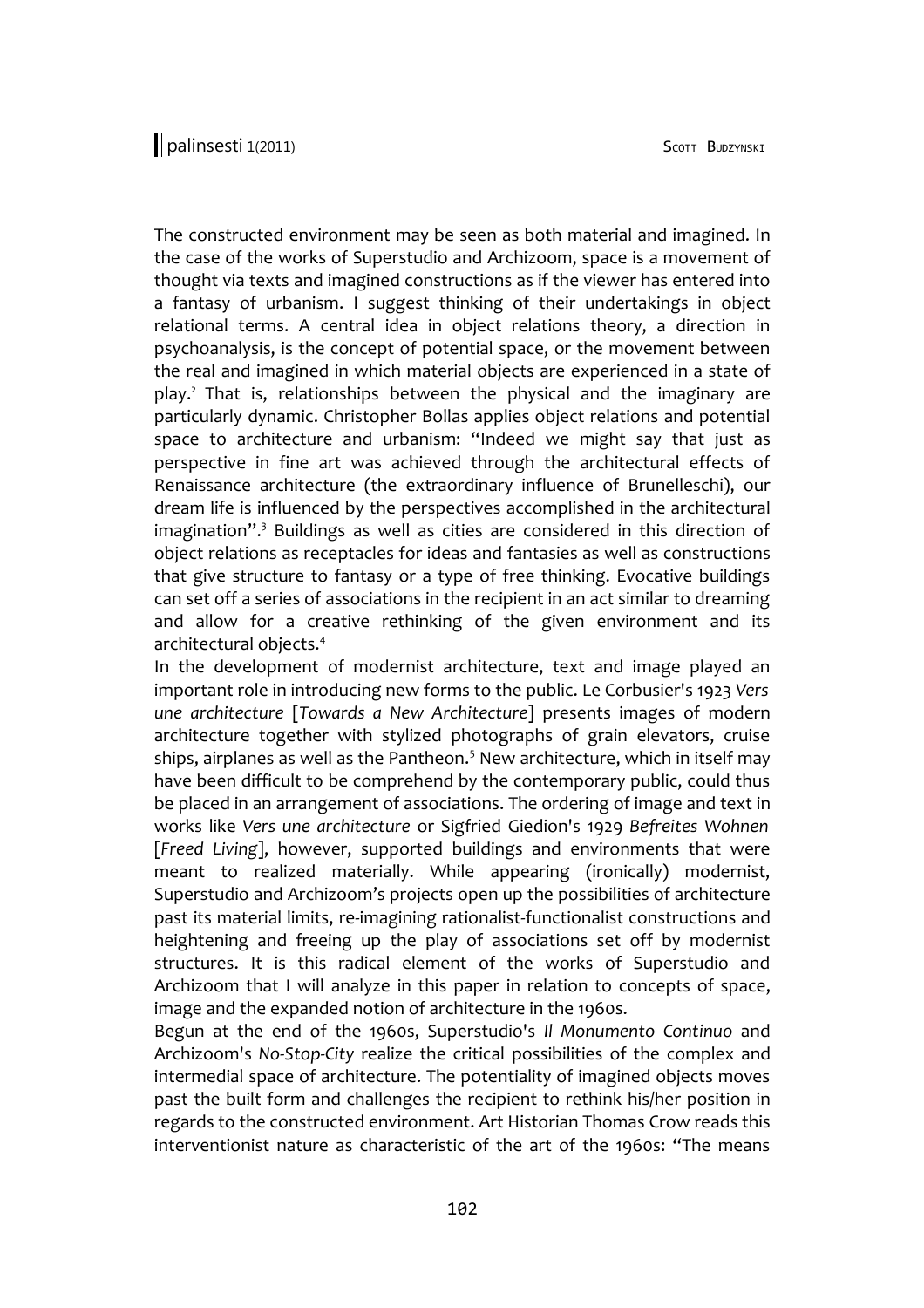The constructed environment may be seen as both material and imagined. In the case of the works of Superstudio and Archizoom, space is a movement of thought via texts and imagined constructions as if the viewer has entered into a fantasy of urbanism. I suggest thinking of their undertakings in object relational terms. A central idea in object relations theory, a direction in psychoanalysis, is the concept of potential space, or the movement between the real and imagined in which material objects are experienced in a state of play.[2] That is, relationships between the physical and the imaginary are particularly dynamic. Christopher Bollas applies object relations and potential space to architecture and urbanism: "Indeed we might say that just as perspective in fine art was achieved through the architectural effects of Renaissance architecture (the extraordinary influence of Brunelleschi), our dream life is influenced by the perspectives accomplished in the architectural imagination".[3] Buildings as well as cities are considered in this direction of object relations as receptacles for ideas and fantasies as well as constructions that give structure to fantasy or a type of free thinking. Evocative buildings can set off a series of associations in the recipient in an act similar to dreaming and allow for a creative rethinking of the given environment and its architectural objects.[4]

In the development of modernist architecture, text and image played an important role in introducing new forms to the public. Le Corbusier's 1923 *Vers une architecture* [*Towards a New Architecture*] presents images of modern architecture together with stylized photographs of grain elevators, cruise ships, airplanes as well as the Pantheon.[5] New architecture, which in itself may have been difficult to be comprehend by the contemporary public, could thus be placed in an arrangement of associations. The ordering of image and text in works like *Vers une architecture* or Sigfried Giedion's 1929 *Befreites Wohnen* [*Freed Living*], however, supported buildings and environments that were meant to realized materially. While appearing (ironically) modernist, Superstudio and Archizoom's projects open up the possibilities of architecture past its material limits, re-imagining rationalist-functionalist constructions and heightening and freeing up the play of associations set off by modernist structures. It is this radical element of the works of Superstudio and Archizoom that I will analyze in this paper in relation to concepts of space, image and the expanded notion of architecture in the 1960s.

Begun at the end of the 1960s, Superstudio's *Il Monumento Continuo* and Archizoom's *No-Stop-City* realize the critical possibilities of the complex and intermedial space of architecture. The potentiality of imagined objects moves past the built form and challenges the recipient to rethink his/her position in regards to the constructed environment. Art Historian Thomas Crow reads this interventionist nature as characteristic of the art of the 1960s: "The means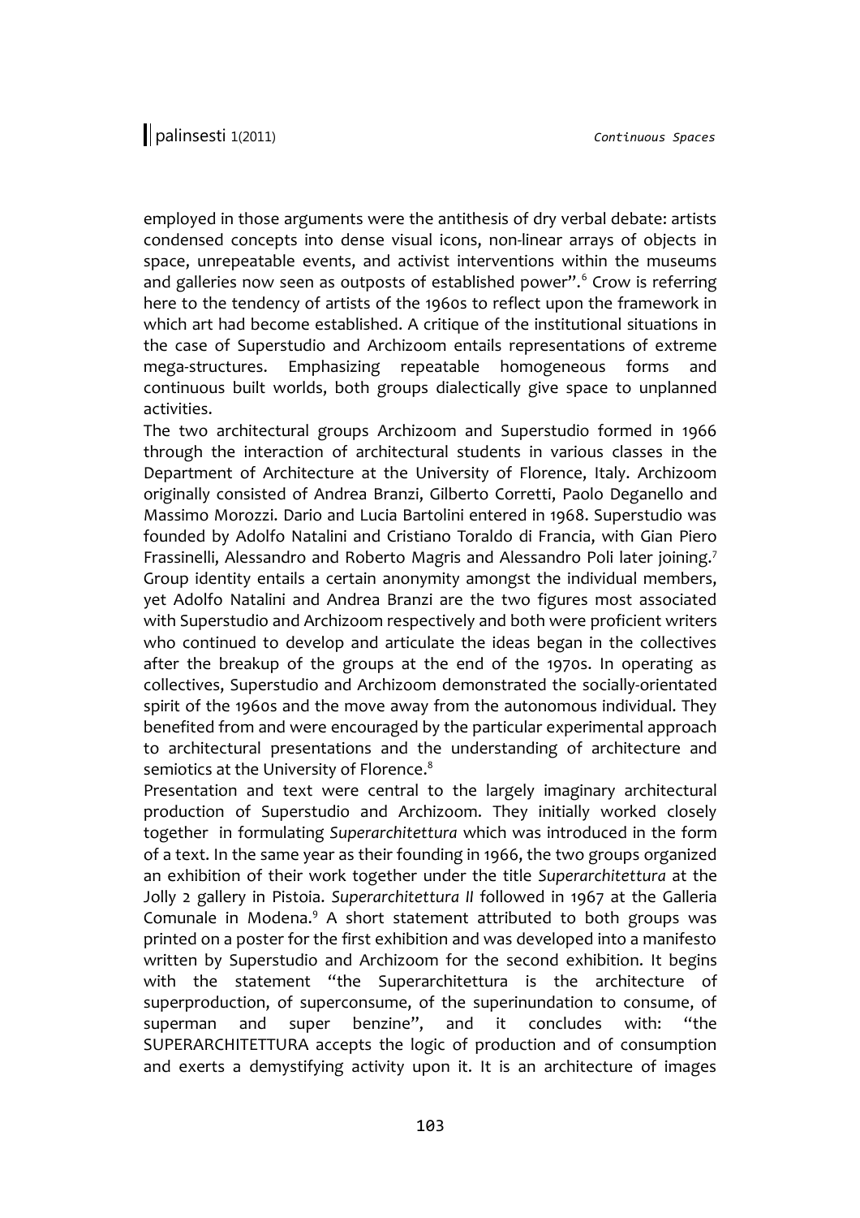employed in those arguments were the antithesis of dry verbal debate: artists condensed concepts into dense visual icons, non-linear arrays of objects in space, unrepeatable events, and activist interventions within the museums and galleries now seen as outposts of established power".[6] Crow is referring here to the tendency of artists of the 1960s to reflect upon the framework in which art had become established. A critique of the institutional situations in the case of Superstudio and Archizoom entails representations of extreme mega-structures. Emphasizing repeatable homogeneous forms and continuous built worlds, both groups dialectically give space to unplanned activities.

The two architectural groups Archizoom and Superstudio formed in 1966 through the interaction of architectural students in various classes in the Department of Architecture at the University of Florence, Italy. Archizoom originally consisted of Andrea Branzi, Gilberto Corretti, Paolo Deganello and Massimo Morozzi. Dario and Lucia Bartolini entered in 1968. Superstudio was founded by Adolfo Natalini and Cristiano Toraldo di Francia, with Gian Piero Frassinelli, Alessandro and Roberto Magris and Alessandro Poli later joining.[7] Group identity entails a certain anonymity amongst the individual members, yet Adolfo Natalini and Andrea Branzi are the two figures most associated with Superstudio and Archizoom respectively and both were proficient writers who continued to develop and articulate the ideas began in the collectives after the breakup of the groups at the end of the 1970s. In operating as collectives, Superstudio and Archizoom demonstrated the socially-orientated spirit of the 1960s and the move away from the autonomous individual. They benefited from and were encouraged by the particular experimental approach to architectural presentations and the understanding of architecture and semiotics at the University of Florence.[8]

Presentation and text were central to the largely imaginary architectural production of Superstudio and Archizoom. They initially worked closely together in formulating *Superarchitettura* which was introduced in the form of a text. In the same year as their founding in 1966, the two groups organized an exhibition of their work together under the title *Superarchitettura* at the Jolly 2 gallery in Pistoia. *Superarchitettura II* followed in 1967 at the Galleria Comunale in Modena.[9] A short statement attributed to both groups was printed on a poster for the first exhibition and was developed into a manifesto written by Superstudio and Archizoom for the second exhibition. It begins with the statement "the Superarchitettura is the architecture of superproduction, of superconsume, of the superinundation to consume, of superman and super benzine", and it concludes with: "the SUPERARCHITETTURA accepts the logic of production and of consumption and exerts a demystifying activity upon it. It is an architecture of images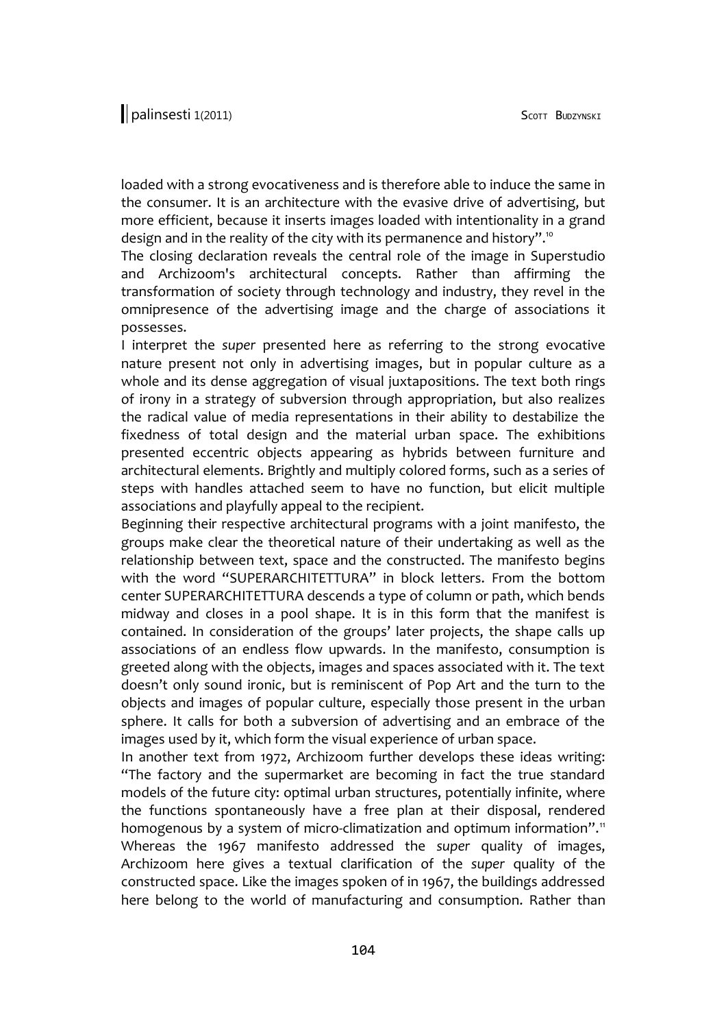loaded with a strong evocativeness and is therefore able to induce the same in the consumer. It is an architecture with the evasive drive of advertising, but more efficient, because it inserts images loaded with intentionality in a grand design and in the reality of the city with its permanence and history".[10]

The closing declaration reveals the central role of the image in Superstudio and Archizoom's architectural concepts. Rather than affirming the transformation of society through technology and industry, they revel in the omnipresence of the advertising image and the charge of associations it possesses.

I interpret the *super* presented here as referring to the strong evocative nature present not only in advertising images, but in popular culture as a whole and its dense aggregation of visual juxtapositions. The text both rings of irony in a strategy of subversion through appropriation, but also realizes the radical value of media representations in their ability to destabilize the fixedness of total design and the material urban space. The exhibitions presented eccentric objects appearing as hybrids between furniture and architectural elements. Brightly and multiply colored forms, such as a series of steps with handles attached seem to have no function, but elicit multiple associations and playfully appeal to the recipient.

Beginning their respective architectural programs with a joint manifesto, the groups make clear the theoretical nature of their undertaking as well as the relationship between text, space and the constructed. The manifesto begins with the word "SUPERARCHITETTURA" in block letters. From the bottom center SUPERARCHITETTURA descends a type of column or path, which bends midway and closes in a pool shape. It is in this form that the manifest is contained. In consideration of the groups' later projects, the shape calls up associations of an endless flow upwards. In the manifesto, consumption is greeted along with the objects, images and spaces associated with it. The text doesn't only sound ironic, but is reminiscent of Pop Art and the turn to the objects and images of popular culture, especially those present in the urban sphere. It calls for both a subversion of advertising and an embrace of the images used by it, which form the visual experience of urban space.

In another text from 1972, Archizoom further develops these ideas writing: "The factory and the supermarket are becoming in fact the true standard models of the future city: optimal urban structures, potentially infinite, where the functions spontaneously have a free plan at their disposal, rendered homogenous by a system of micro-climatization and optimum information".[11] Whereas the 1967 manifesto addressed the *super* quality of images, Archizoom here gives a textual clarification of the *super* quality of the constructed space. Like the images spoken of in 1967, the buildings addressed here belong to the world of manufacturing and consumption. Rather than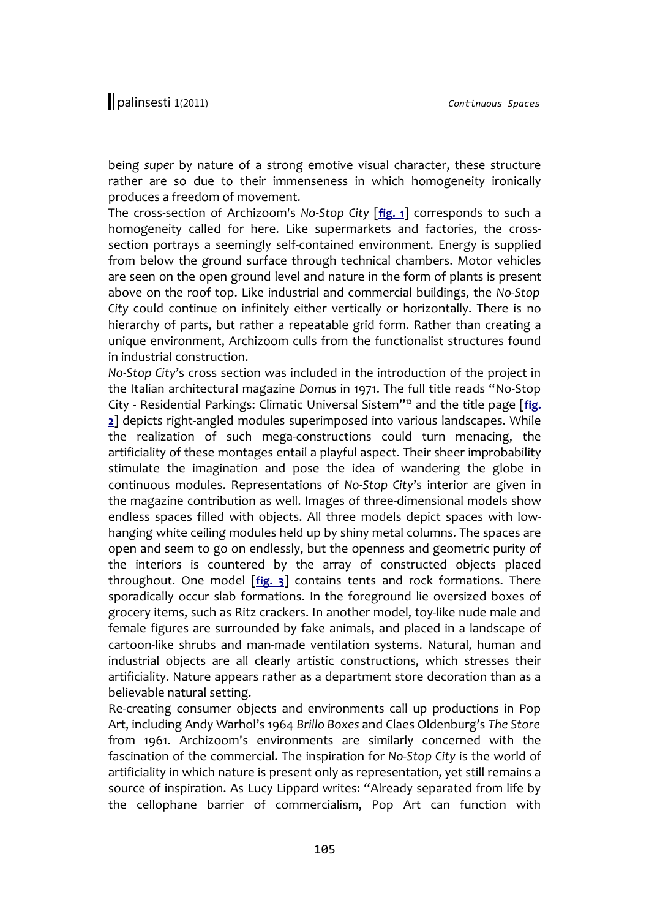being *super* by nature of a strong emotive visual character, these structure rather are so due to their immenseness in which homogeneity ironically produces a freedom of movement.

The cross-section of Archizoom's *No-Stop City* [**fig. 1**] corresponds to such a homogeneity called for here. Like supermarkets and factories, the cross-section portrays a seemingly self-contained environment. Energy is supplied from below the ground surface through technical chambers. Motor vehicles are seen on the open ground level and nature in the form of plants is present above on the roof top. Like industrial and commercial buildings, the *No-Stop City* could continue on infinitely either vertically or horizontally. There is no hierarchy of parts, but rather a repeatable grid form. Rather than creating a unique environment, Archizoom culls from the functionalist structures found in industrial construction.

*No-Stop City*'s cross section was included in the introduction of the project in the Italian architectural magazine *Domus* in 1971. The full title reads "No-Stop City - Residential Parkings: Climatic Universal Sistem"[12] and the title page [**fig. 2**] depicts right-angled modules superimposed into various landscapes. While the realization of such mega-constructions could turn menacing, the artificiality of these montages entail a playful aspect. Their sheer improbability stimulate the imagination and pose the idea of wandering the globe in continuous modules. Representations of *No-Stop City*'s interior are given in the magazine contribution as well. Images of three-dimensional models show endless spaces filled with objects. All three models depict spaces with low-hanging white ceiling modules held up by shiny metal columns. The spaces are open and seem to go on endlessly, but the openness and geometric purity of the interiors is countered by the array of constructed objects placed throughout. One model [**fig. 3**] contains tents and rock formations. There sporadically occur slab formations. In the foreground lie oversized boxes of grocery items, such as Ritz crackers. In another model, toy-like nude male and female figures are surrounded by fake animals, and placed in a landscape of cartoon-like shrubs and man-made ventilation systems. Natural, human and industrial objects are all clearly artistic constructions, which stresses their artificiality. Nature appears rather as a department store decoration than as a believable natural setting.

Re-creating consumer objects and environments call up productions in Pop Art, including Andy Warhol's 1964 *Brillo Boxes* and Claes Oldenburg's *The Store* from 1961. Archizoom's environments are similarly concerned with the fascination of the commercial. The inspiration for *No-Stop City* is the world of artificiality in which nature is present only as representation, yet still remains a source of inspiration. As Lucy Lippard writes: "Already separated from life by the cellophane barrier of commercialism, Pop Art can function with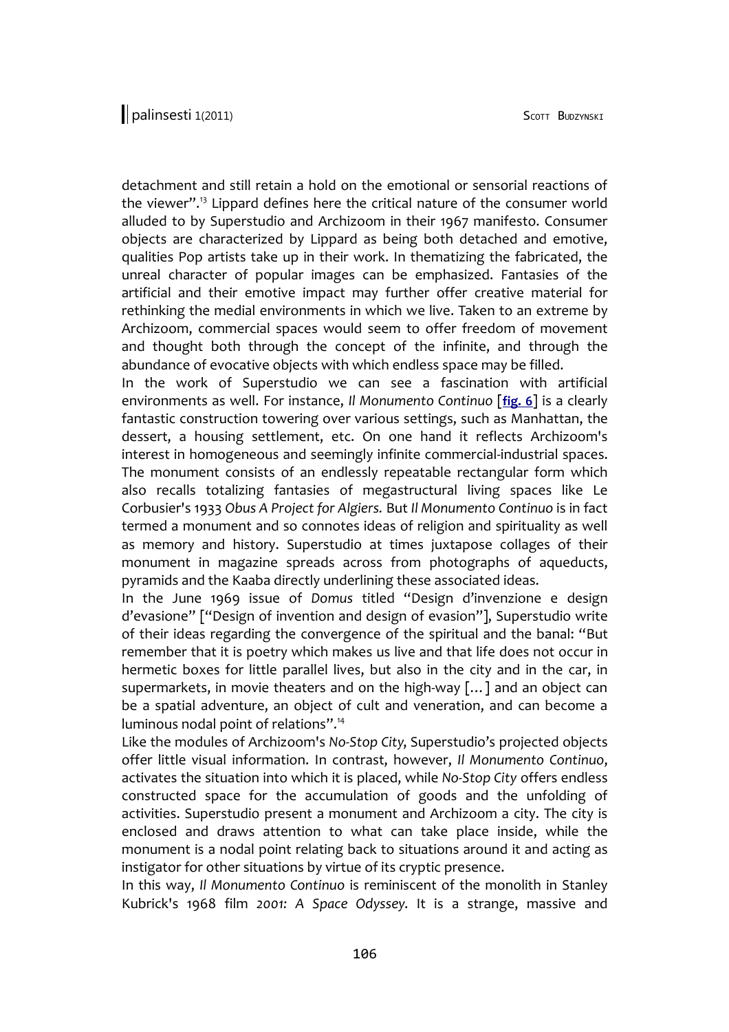detachment and still retain a hold on the emotional or sensorial reactions of the viewer".[13] Lippard defines here the critical nature of the consumer world alluded to by Superstudio and Archizoom in their 1967 manifesto. Consumer objects are characterized by Lippard as being both detached and emotive, qualities Pop artists take up in their work. In thematizing the fabricated, the unreal character of popular images can be emphasized. Fantasies of the artificial and their emotive impact may further offer creative material for rethinking the medial environments in which we live. Taken to an extreme by Archizoom, commercial spaces would seem to offer freedom of movement and thought both through the concept of the infinite, and through the abundance of evocative objects with which endless space may be filled.

In the work of Superstudio we can see a fascination with artificial environments as well. For instance, *Il Monumento Continuo* [**fig. 6**] is a clearly fantastic construction towering over various settings, such as Manhattan, the dessert, a housing settlement, etc. On one hand it reflects Archizoom's interest in homogeneous and seemingly infinite commercial-industrial spaces. The monument consists of an endlessly repeatable rectangular form which also recalls totalizing fantasies of megastructural living spaces like Le Corbusier's 1933 *Obus A Project for Algiers.* But *Il Monumento Continuo* is in fact termed a monument and so connotes ideas of religion and spirituality as well as memory and history. Superstudio at times juxtapose collages of their monument in magazine spreads across from photographs of aqueducts, pyramids and the Kaaba directly underlining these associated ideas.

In the June 1969 issue of *Domus* titled "Design d'invenzione e design d'evasione" ["Design of invention and design of evasion"], Superstudio write of their ideas regarding the convergence of the spiritual and the banal: "But remember that it is poetry which makes us live and that life does not occur in hermetic boxes for little parallel lives, but also in the city and in the car, in supermarkets, in movie theaters and on the high-way […] and an object can be a spatial adventure, an object of cult and veneration, and can become a luminous nodal point of relations".[14]

Like the modules of Archizoom's *No-Stop City*, Superstudio's projected objects offer little visual information. In contrast, however, *Il Monumento Continuo*, activates the situation into which it is placed, while *No-Stop City* offers endless constructed space for the accumulation of goods and the unfolding of activities. Superstudio present a monument and Archizoom a city. The city is enclosed and draws attention to what can take place inside, while the monument is a nodal point relating back to situations around it and acting as instigator for other situations by virtue of its cryptic presence.

In this way, *Il Monumento Continuo* is reminiscent of the monolith in Stanley Kubrick's 1968 film *2001: A Space Odyssey*. It is a strange, massive and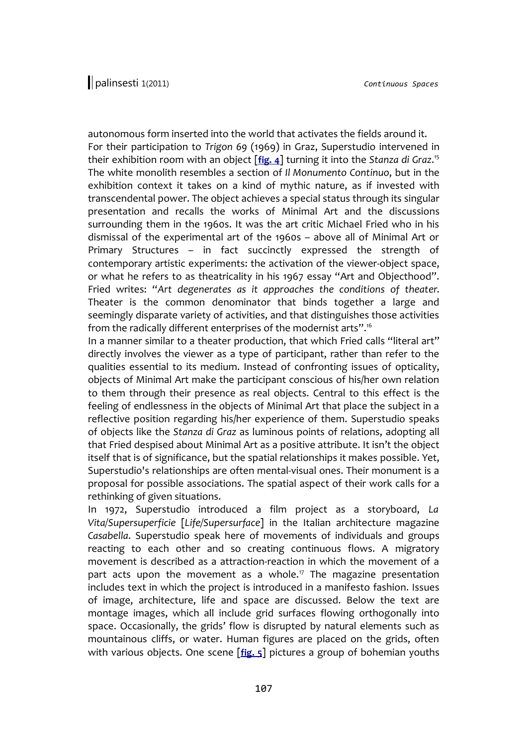autonomous form inserted into the world that activates the fields around it.

For their participation to *Trigon 69* (1969) in Graz, Superstudio intervened in their exhibition room with an object [**fig. 4**] turning it into the *Stanza di Graz*.[15] The white monolith resembles a section of *Il Monumento Continuo*, but in the exhibition context it takes on a kind of mythic nature, as if invested with transcendental power. The object achieves a special status through its singular presentation and recalls the works of Minimal Art and the discussions surrounding them in the 1960s. It was the art critic Michael Fried who in his dismissal of the experimental art of the 1960s – above all of Minimal Art or Primary Structures – in fact succinctly expressed the strength of contemporary artistic experiments: the activation of the viewer-object space, or what he refers to as theatricality in his 1967 essay "Art and Objecthood". Fried writes: "*Art degenerates as it approaches the conditions of theater.* Theater is the common denominator that binds together a large and seemingly disparate variety of activities, and that distinguishes those activities from the radically different enterprises of the modernist arts".[16]

In a manner similar to a theater production, that which Fried calls "literal art" directly involves the viewer as a type of participant, rather than refer to the qualities essential to its medium. Instead of confronting issues of opticality, objects of Minimal Art make the participant conscious of his/her own relation to them through their presence as real objects. Central to this effect is the feeling of endlessness in the objects of Minimal Art that place the subject in a reflective position regarding his/her experience of them. Superstudio speaks of objects like the *Stanza di Graz* as luminous points of relations, adopting all that Fried despised about Minimal Art as a positive attribute. It isn't the object itself that is of significance, but the spatial relationships it makes possible. Yet, Superstudio's relationships are often mental-visual ones. Their monument is a proposal for possible associations. The spatial aspect of their work calls for a rethinking of given situations.

In 1972, Superstudio introduced a film project as a storyboard, *La Vita/Supersuperficie* [*Life/Supersurface*] in the Italian architecture magazine *Casabella*. Superstudio speak here of movements of individuals and groups reacting to each other and so creating continuous flows. A migratory movement is described as a attraction-reaction in which the movement of a part acts upon the movement as a whole.[17] The magazine presentation includes text in which the project is introduced in a manifesto fashion. Issues of image, architecture, life and space are discussed. Below the text are montage images, which all include grid surfaces flowing orthogonally into space. Occasionally, the grids' flow is disrupted by natural elements such as mountainous cliffs, or water. Human figures are placed on the grids, often with various objects. One scene [**fig. 5**] pictures a group of bohemian youths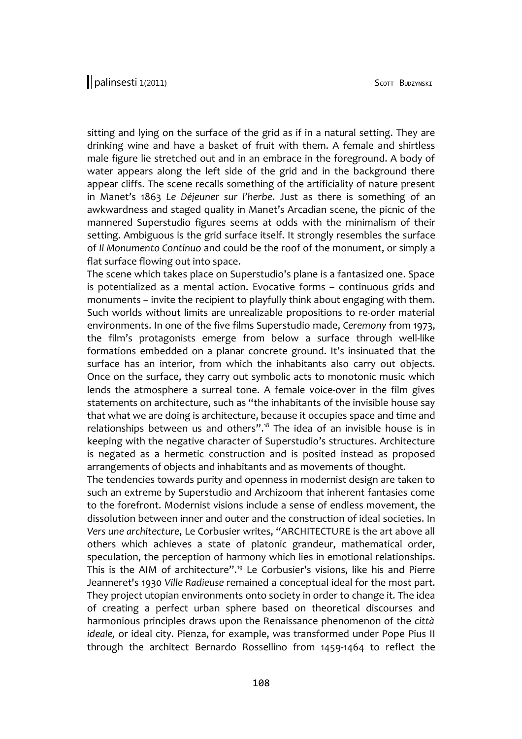sitting and lying on the surface of the grid as if in a natural setting. They are drinking wine and have a basket of fruit with them. A female and shirtless male figure lie stretched out and in an embrace in the foreground. A body of water appears along the left side of the grid and in the background there appear cliffs. The scene recalls something of the artificiality of nature present in Manet's 1863 *Le Déjeuner sur l'herbe*. Just as there is something of an awkwardness and staged quality in Manet's Arcadian scene, the picnic of the mannered Superstudio figures seems at odds with the minimalism of their setting. Ambiguous is the grid surface itself. It strongly resembles the surface of *Il Monumento Continuo* and could be the roof of the monument, or simply a flat surface flowing out into space.

The scene which takes place on Superstudio's plane is a fantasized one. Space is potentialized as a mental action. Evocative forms – continuous grids and monuments – invite the recipient to playfully think about engaging with them. Such worlds without limits are unrealizable propositions to re-order material environments. In one of the five films Superstudio made, *Ceremony* from 1973, the film's protagonists emerge from below a surface through well-like formations embedded on a planar concrete ground. It's insinuated that the surface has an interior, from which the inhabitants also carry out objects. Once on the surface, they carry out symbolic acts to monotonic music which lends the atmosphere a surreal tone. A female voice-over in the film gives statements on architecture, such as "the inhabitants of the invisible house say that what we are doing is architecture, because it occupies space and time and relationships between us and others".[18] The idea of an invisible house is in keeping with the negative character of Superstudio's structures. Architecture is negated as a hermetic construction and is posited instead as proposed arrangements of objects and inhabitants and as movements of thought.

The tendencies towards purity and openness in modernist design are taken to such an extreme by Superstudio and Archizoom that inherent fantasies come to the forefront. Modernist visions include a sense of endless movement, the dissolution between inner and outer and the construction of ideal societies. In *Vers une architecture*, Le Corbusier writes, "ARCHITECTURE is the art above all others which achieves a state of platonic grandeur, mathematical order, speculation, the perception of harmony which lies in emotional relationships. This is the AIM of architecture".[19] Le Corbusier's visions, like his and Pierre Jeanneret's 1930 *Ville Radieuse* remained a conceptual ideal for the most part. They project utopian environments onto society in order to change it. The idea of creating a perfect urban sphere based on theoretical discourses and harmonious principles draws upon the Renaissance phenomenon of the *città ideale,* or ideal city. Pienza, for example, was transformed under Pope Pius II through the architect Bernardo Rossellino from 1459-1464 to reflect the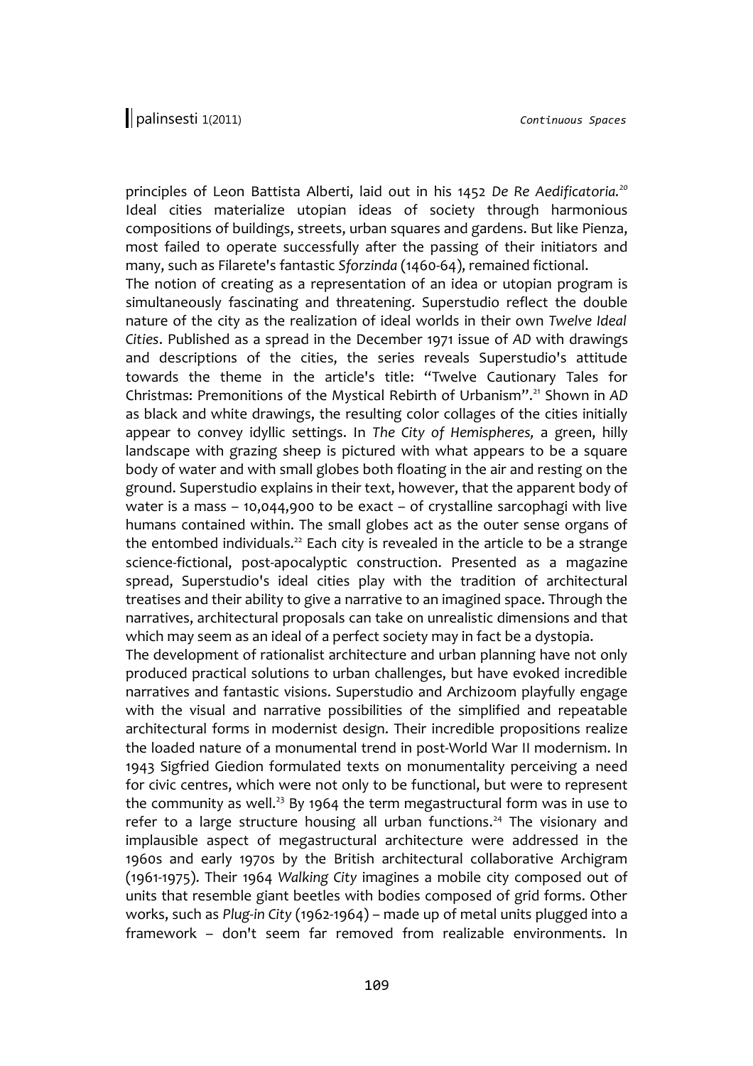principles of Leon Battista Alberti, laid out in his 1452 *De Re Aedificatoria.*[20] Ideal cities materialize utopian ideas of society through harmonious compositions of buildings, streets, urban squares and gardens. But like Pienza, most failed to operate successfully after the passing of their initiators and many, such as Filarete's fantastic *Sforzinda* (1460-64), remained fictional.

The notion of creating as a representation of an idea or utopian program is simultaneously fascinating and threatening. Superstudio reflect the double nature of the city as the realization of ideal worlds in their own *Twelve Ideal Cities*. Published as a spread in the December 1971 issue of *AD* with drawings and descriptions of the cities, the series reveals Superstudio's attitude towards the theme in the article's title: "Twelve Cautionary Tales for Christmas: Premonitions of the Mystical Rebirth of Urbanism".[21] Shown in *AD* as black and white drawings, the resulting color collages of the cities initially appear to convey idyllic settings. In *The City of Hemispheres,* a green, hilly landscape with grazing sheep is pictured with what appears to be a square body of water and with small globes both floating in the air and resting on the ground. Superstudio explains in their text, however, that the apparent body of water is a mass – 10,044,900 to be exact – of crystalline sarcophagi with live humans contained within. The small globes act as the outer sense organs of the entombed individuals.[22] Each city is revealed in the article to be a strange science-fictional, post-apocalyptic construction. Presented as a magazine spread, Superstudio's ideal cities play with the tradition of architectural treatises and their ability to give a narrative to an imagined space. Through the narratives, architectural proposals can take on unrealistic dimensions and that which may seem as an ideal of a perfect society may in fact be a dystopia.

The development of rationalist architecture and urban planning have not only produced practical solutions to urban challenges, but have evoked incredible narratives and fantastic visions. Superstudio and Archizoom playfully engage with the visual and narrative possibilities of the simplified and repeatable architectural forms in modernist design. Their incredible propositions realize the loaded nature of a monumental trend in post-World War II modernism. In 1943 Sigfried Giedion formulated texts on monumentality perceiving a need for civic centres, which were not only to be functional, but were to represent the community as well.[23] By 1964 the term megastructural form was in use to refer to a large structure housing all urban functions.[24] The visionary and implausible aspect of megastructural architecture were addressed in the 1960s and early 1970s by the British architectural collaborative Archigram (1961-1975). Their 1964 *Walking City* imagines a mobile city composed out of units that resemble giant beetles with bodies composed of grid forms. Other works, such as *Plug-in City* (1962-1964) – made up of metal units plugged into a framework – don't seem far removed from realizable environments. In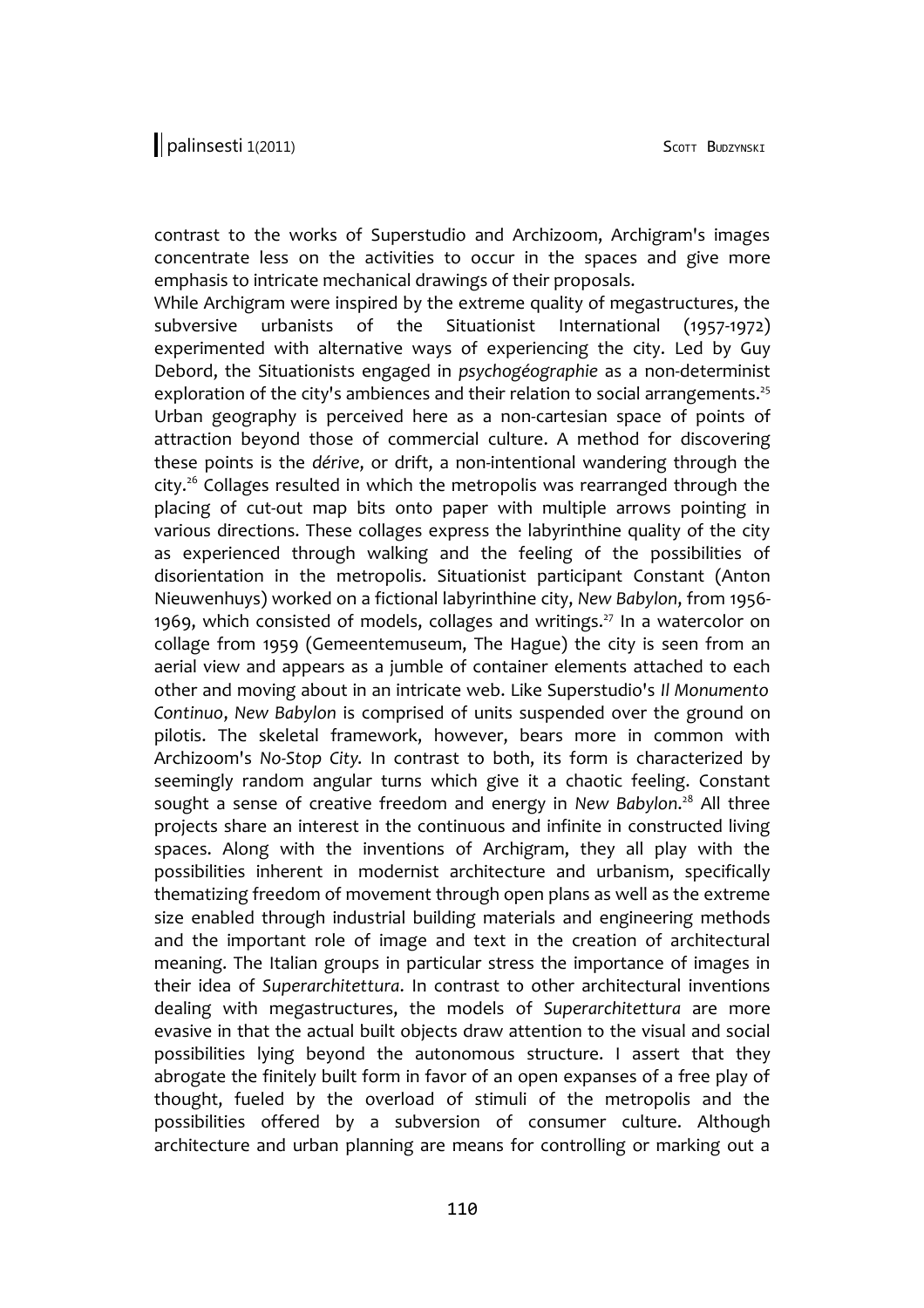contrast to the works of Superstudio and Archizoom, Archigram's images concentrate less on the activities to occur in the spaces and give more emphasis to intricate mechanical drawings of their proposals.

While Archigram were inspired by the extreme quality of megastructures, the subversive urbanists of the Situationist International (1957-1972) experimented with alternative ways of experiencing the city. Led by Guy Debord, the Situationists engaged in *psychogéographie* as a non-determinist exploration of the city's ambiences and their relation to social arrangements.[25] Urban geography is perceived here as a non-cartesian space of points of attraction beyond those of commercial culture. A method for discovering these points is the *dérive*, or drift, a non-intentional wandering through the city.[26] Collages resulted in which the metropolis was rearranged through the placing of cut-out map bits onto paper with multiple arrows pointing in various directions. These collages express the labyrinthine quality of the city as experienced through walking and the feeling of the possibilities of disorientation in the metropolis. Situationist participant Constant (Anton Nieuwenhuys) worked on a fictional labyrinthine city, *New Babylon*, from 1956-1969, which consisted of models, collages and writings.[27] In a watercolor on collage from 1959 (Gemeentemuseum, The Hague) the city is seen from an aerial view and appears as a jumble of container elements attached to each other and moving about in an intricate web. Like Superstudio's *Il Monumento Continuo*, *New Babylon* is comprised of units suspended over the ground on pilotis. The skeletal framework, however, bears more in common with Archizoom's *No-Stop City*. In contrast to both, its form is characterized by seemingly random angular turns which give it a chaotic feeling. Constant sought a sense of creative freedom and energy in *New Babylon*.[28] All three projects share an interest in the continuous and infinite in constructed living spaces. Along with the inventions of Archigram, they all play with the possibilities inherent in modernist architecture and urbanism, specifically thematizing freedom of movement through open plans as well as the extreme size enabled through industrial building materials and engineering methods and the important role of image and text in the creation of architectural meaning. The Italian groups in particular stress the importance of images in their idea of *Superarchitettura*. In contrast to other architectural inventions dealing with megastructures, the models of *Superarchitettura* are more evasive in that the actual built objects draw attention to the visual and social possibilities lying beyond the autonomous structure. I assert that they abrogate the finitely built form in favor of an open expanses of a free play of thought, fueled by the overload of stimuli of the metropolis and the possibilities offered by a subversion of consumer culture. Although architecture and urban planning are means for controlling or marking out a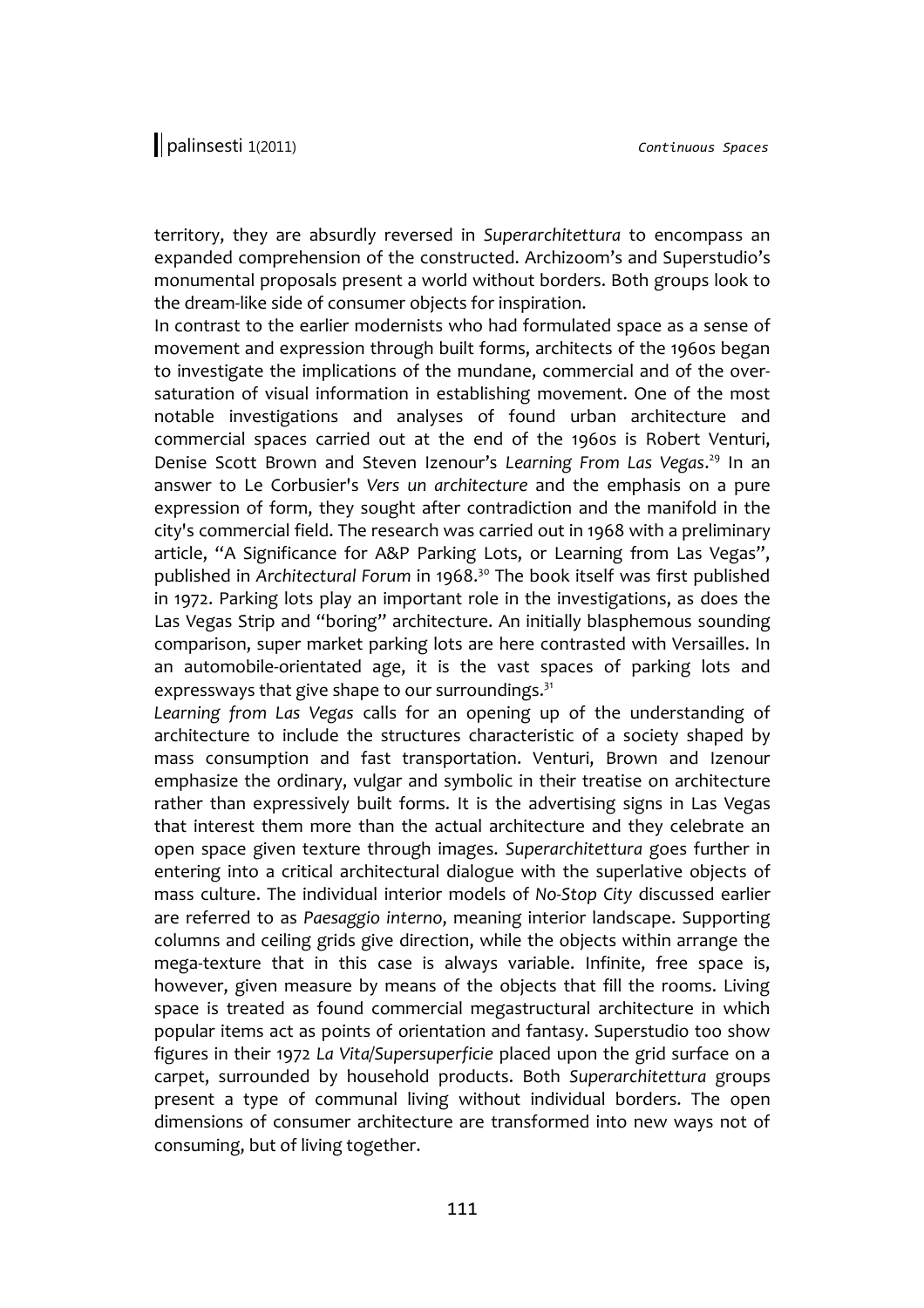territory, they are absurdly reversed in *Superarchitettura* to encompass an expanded comprehension of the constructed. Archizoom's and Superstudio's monumental proposals present a world without borders. Both groups look to the dream-like side of consumer objects for inspiration.

In contrast to the earlier modernists who had formulated space as a sense of movement and expression through built forms, architects of the 1960s began to investigate the implications of the mundane, commercial and of the over-saturation of visual information in establishing movement. One of the most notable investigations and analyses of found urban architecture and commercial spaces carried out at the end of the 1960s is Robert Venturi, Denise Scott Brown and Steven Izenour's *Learning From Las Vegas*.[29] In an answer to Le Corbusier's *Vers un architecture* and the emphasis on a pure expression of form, they sought after contradiction and the manifold in the city's commercial field. The research was carried out in 1968 with a preliminary article, "A Significance for A&P Parking Lots, or Learning from Las Vegas", published in *Architectural Forum* in 1968.[30] The book itself was first published in 1972. Parking lots play an important role in the investigations, as does the Las Vegas Strip and "boring" architecture. An initially blasphemous sounding comparison, super market parking lots are here contrasted with Versailles. In an automobile-orientated age, it is the vast spaces of parking lots and expressways that give shape to our surroundings.[31]

*Learning from Las Vegas* calls for an opening up of the understanding of architecture to include the structures characteristic of a society shaped by mass consumption and fast transportation. Venturi, Brown and Izenour emphasize the ordinary, vulgar and symbolic in their treatise on architecture rather than expressively built forms. It is the advertising signs in Las Vegas that interest them more than the actual architecture and they celebrate an open space given texture through images. *Superarchitettura* goes further in entering into a critical architectural dialogue with the superlative objects of mass culture. The individual interior models of *No-Stop City* discussed earlier are referred to as *Paesaggio interno*, meaning interior landscape. Supporting columns and ceiling grids give direction, while the objects within arrange the mega-texture that in this case is always variable. Infinite, free space is, however, given measure by means of the objects that fill the rooms. Living space is treated as found commercial megastructural architecture in which popular items act as points of orientation and fantasy. Superstudio too show figures in their 1972 *La Vita/Supersuperficie* placed upon the grid surface on a carpet, surrounded by household products. Both *Superarchitettura* groups present a type of communal living without individual borders. The open dimensions of consumer architecture are transformed into new ways not of consuming, but of living together.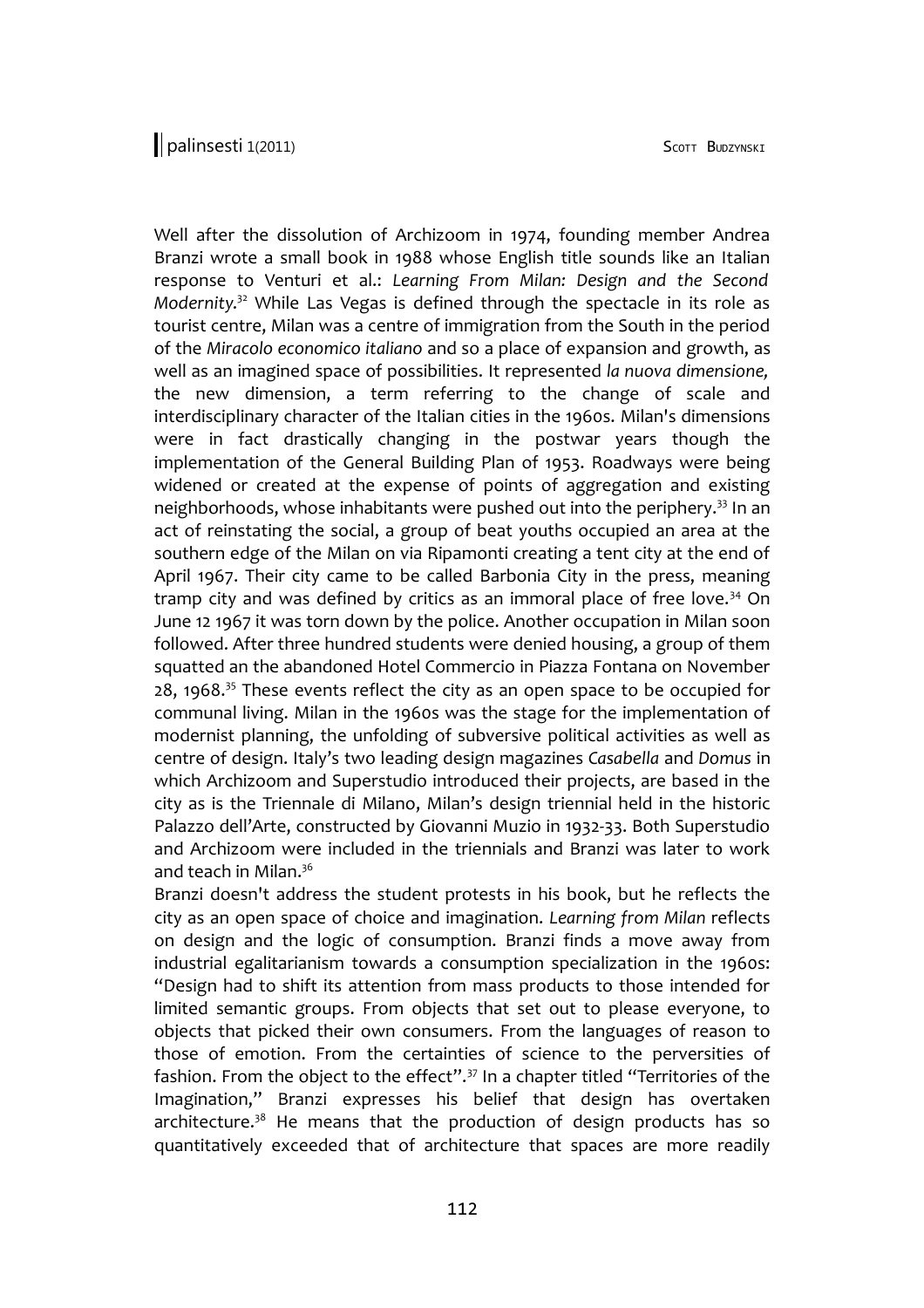Well after the dissolution of Archizoom in 1974, founding member Andrea Branzi wrote a small book in 1988 whose English title sounds like an Italian response to Venturi et al.: *Learning From Milan: Design and the Second Modernity.*[32] While Las Vegas is defined through the spectacle in its role as tourist centre, Milan was a centre of immigration from the South in the period of the *Miracolo economico italiano* and so a place of expansion and growth, as well as an imagined space of possibilities. It represented *la nuova dimensione,* the new dimension, a term referring to the change of scale and interdisciplinary character of the Italian cities in the 1960s. Milan's dimensions were in fact drastically changing in the postwar years though the implementation of the General Building Plan of 1953. Roadways were being widened or created at the expense of points of aggregation and existing neighborhoods, whose inhabitants were pushed out into the periphery.[33] In an act of reinstating the social, a group of beat youths occupied an area at the southern edge of the Milan on via Ripamonti creating a tent city at the end of April 1967. Their city came to be called Barbonia City in the press, meaning tramp city and was defined by critics as an immoral place of free love.[34] On June 12 1967 it was torn down by the police. Another occupation in Milan soon followed. After three hundred students were denied housing, a group of them squatted an the abandoned Hotel Commercio in Piazza Fontana on November 28, 1968.[35] These events reflect the city as an open space to be occupied for communal living. Milan in the 1960s was the stage for the implementation of modernist planning, the unfolding of subversive political activities as well as centre of design. Italy's two leading design magazines *Casabella* and *Domus* in which Archizoom and Superstudio introduced their projects, are based in the city as is the Triennale di Milano, Milan's design triennial held in the historic Palazzo dell'Arte, constructed by Giovanni Muzio in 1932-33. Both Superstudio and Archizoom were included in the triennials and Branzi was later to work and teach in Milan.[36]

Branzi doesn't address the student protests in his book, but he reflects the city as an open space of choice and imagination. *Learning from Milan* reflects on design and the logic of consumption. Branzi finds a move away from industrial egalitarianism towards a consumption specialization in the 1960s: "Design had to shift its attention from mass products to those intended for limited semantic groups. From objects that set out to please everyone, to objects that picked their own consumers. From the languages of reason to those of emotion. From the certainties of science to the perversities of fashion. From the object to the effect".[37] In a chapter titled "Territories of the Imagination," Branzi expresses his belief that design has overtaken architecture.[38] He means that the production of design products has so quantitatively exceeded that of architecture that spaces are more readily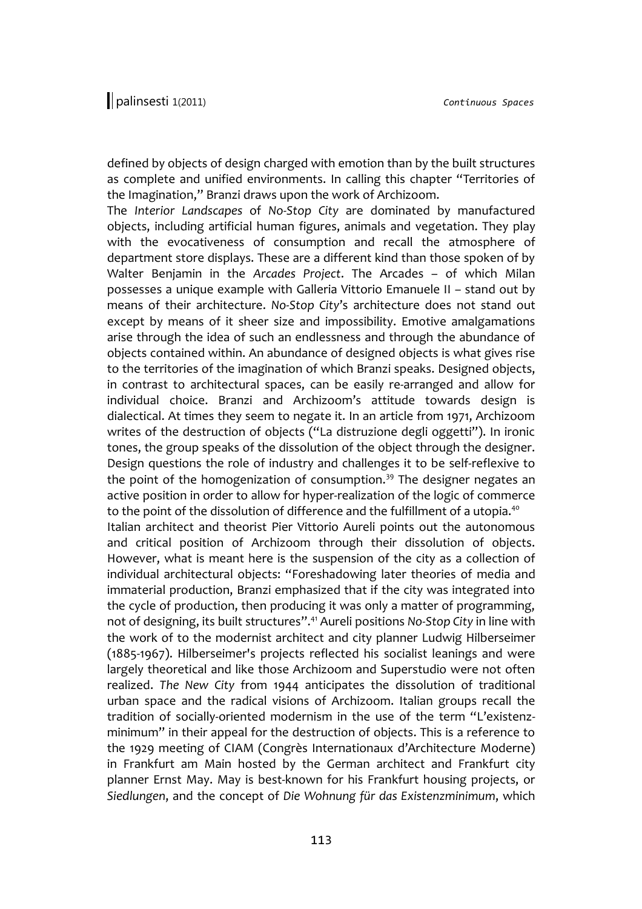defined by objects of design charged with emotion than by the built structures as complete and unified environments. In calling this chapter "Territories of the Imagination," Branzi draws upon the work of Archizoom.

The *Interior Landscapes* of *No-Stop City* are dominated by manufactured objects, including artificial human figures, animals and vegetation. They play with the evocativeness of consumption and recall the atmosphere of department store displays. These are a different kind than those spoken of by Walter Benjamin in the *Arcades Project*. The Arcades – of which Milan possesses a unique example with Galleria Vittorio Emanuele II – stand out by means of their architecture. *No-Stop City*'s architecture does not stand out except by means of it sheer size and impossibility. Emotive amalgamations arise through the idea of such an endlessness and through the abundance of objects contained within. An abundance of designed objects is what gives rise to the territories of the imagination of which Branzi speaks. Designed objects, in contrast to architectural spaces, can be easily re-arranged and allow for individual choice. Branzi and Archizoom's attitude towards design is dialectical. At times they seem to negate it. In an article from 1971, Archizoom writes of the destruction of objects ("La distruzione degli oggetti"). In ironic tones, the group speaks of the dissolution of the object through the designer. Design questions the role of industry and challenges it to be self-reflexive to the point of the homogenization of consumption.[39] The designer negates an active position in order to allow for hyper-realization of the logic of commerce to the point of the dissolution of difference and the fulfillment of a utopia.[40]

Italian architect and theorist Pier Vittorio Aureli points out the autonomous and critical position of Archizoom through their dissolution of objects. However, what is meant here is the suspension of the city as a collection of individual architectural objects: "Foreshadowing later theories of media and immaterial production, Branzi emphasized that if the city was integrated into the cycle of production, then producing it was only a matter of programming, not of designing, its built structures".[41] Aureli positions *No-Stop City* in line with the work of to the modernist architect and city planner Ludwig Hilberseimer (1885-1967). Hilberseimer's projects reflected his socialist leanings and were largely theoretical and like those Archizoom and Superstudio were not often realized. *The New City* from 1944 anticipates the dissolution of traditional urban space and the radical visions of Archizoom. Italian groups recall the tradition of socially-oriented modernism in the use of the term "L'existenz-minimum" in their appeal for the destruction of objects. This is a reference to the 1929 meeting of CIAM (Congrès Internationaux d'Architecture Moderne) in Frankfurt am Main hosted by the German architect and Frankfurt city planner Ernst May. May is best-known for his Frankfurt housing projects, or *Siedlungen*, and the concept of *Die Wohnung für das Existenzminimum*, which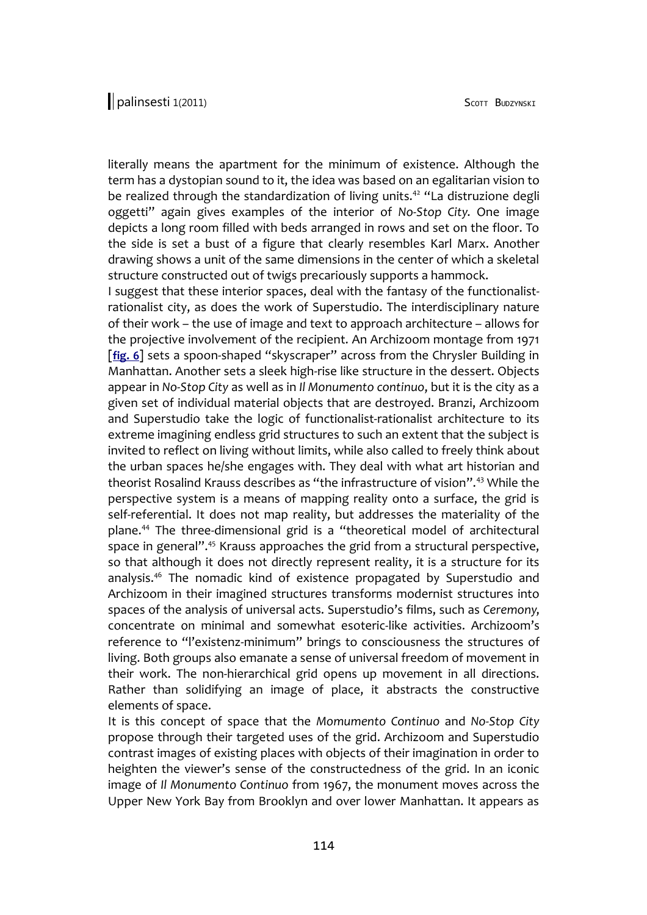literally means the apartment for the minimum of existence. Although the term has a dystopian sound to it, the idea was based on an egalitarian vision to be realized through the standardization of living units.[42] "La distruzione degli oggetti" again gives examples of the interior of *No-Stop City*. One image depicts a long room filled with beds arranged in rows and set on the floor. To the side is set a bust of a figure that clearly resembles Karl Marx. Another drawing shows a unit of the same dimensions in the center of which a skeletal structure constructed out of twigs precariously supports a hammock.

I suggest that these interior spaces, deal with the fantasy of the functionalist-rationalist city, as does the work of Superstudio. The interdisciplinary nature of their work – the use of image and text to approach architecture – allows for the projective involvement of the recipient. An Archizoom montage from 1971 [**fig. 6**] sets a spoon-shaped "skyscraper" across from the Chrysler Building in Manhattan. Another sets a sleek high-rise like structure in the dessert. Objects appear in *No-Stop City* as well as in *Il Monumento continuo*, but it is the city as a given set of individual material objects that are destroyed. Branzi, Archizoom and Superstudio take the logic of functionalist-rationalist architecture to its extreme imagining endless grid structures to such an extent that the subject is invited to reflect on living without limits, while also called to freely think about the urban spaces he/she engages with. They deal with what art historian and theorist Rosalind Krauss describes as "the infrastructure of vision".[43] While the perspective system is a means of mapping reality onto a surface, the grid is self-referential. It does not map reality, but addresses the materiality of the plane.[44] The three-dimensional grid is a "theoretical model of architectural space in general".[45] Krauss approaches the grid from a structural perspective, so that although it does not directly represent reality, it is a structure for its analysis.[46] The nomadic kind of existence propagated by Superstudio and Archizoom in their imagined structures transforms modernist structures into spaces of the analysis of universal acts. Superstudio's films, such as *Ceremony*, concentrate on minimal and somewhat esoteric-like activities. Archizoom's reference to "l'existenz-minimum" brings to consciousness the structures of living. Both groups also emanate a sense of universal freedom of movement in their work. The non-hierarchical grid opens up movement in all directions. Rather than solidifying an image of place, it abstracts the constructive elements of space.

It is this concept of space that the *Momumento Continuo* and *No-Stop City* propose through their targeted uses of the grid. Archizoom and Superstudio contrast images of existing places with objects of their imagination in order to heighten the viewer's sense of the constructedness of the grid. In an iconic image of *Il Monumento Continuo* from 1967, the monument moves across the Upper New York Bay from Brooklyn and over lower Manhattan. It appears as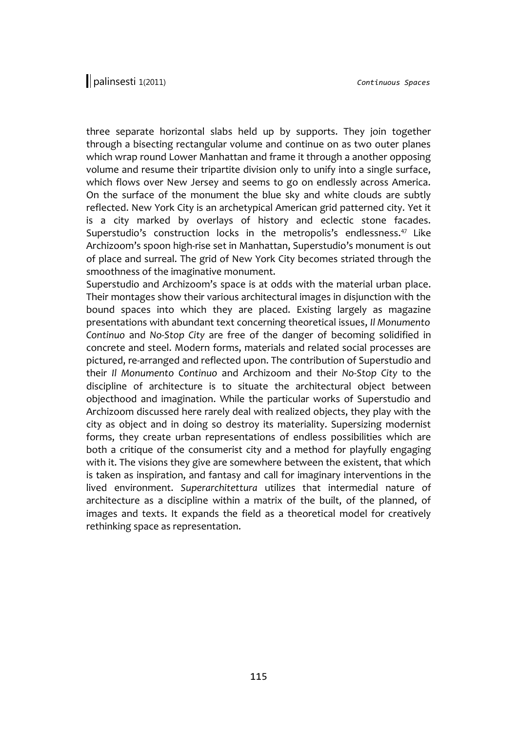three separate horizontal slabs held up by supports. They join together through a bisecting rectangular volume and continue on as two outer planes which wrap round Lower Manhattan and frame it through a another opposing volume and resume their tripartite division only to unify into a single surface, which flows over New Jersey and seems to go on endlessly across America. On the surface of the monument the blue sky and white clouds are subtly reflected. New York City is an archetypical American grid patterned city. Yet it is a city marked by overlays of history and eclectic stone facades. Superstudio's construction locks in the metropolis's endlessness.[47] Like Archizoom's spoon high-rise set in Manhattan, Superstudio's monument is out of place and surreal. The grid of New York City becomes striated through the smoothness of the imaginative monument.

Superstudio and Archizoom's space is at odds with the material urban place. Their montages show their various architectural images in disjunction with the bound spaces into which they are placed. Existing largely as magazine presentations with abundant text concerning theoretical issues, *Il Monumento Continuo* and *No-Stop City* are free of the danger of becoming solidified in concrete and steel. Modern forms, materials and related social processes are pictured, re-arranged and reflected upon. The contribution of Superstudio and their *Il Monumento Continuo* and Archizoom and their *No-Stop City* to the discipline of architecture is to situate the architectural object between objecthood and imagination. While the particular works of Superstudio and Archizoom discussed here rarely deal with realized objects, they play with the city as object and in doing so destroy its materiality. Supersizing modernist forms, they create urban representations of endless possibilities which are both a critique of the consumerist city and a method for playfully engaging with it. The visions they give are somewhere between the existent, that which is taken as inspiration, and fantasy and call for imaginary interventions in the lived environment. *Superarchitettura* utilizes that intermedial nature of architecture as a discipline within a matrix of the built, of the planned, of images and texts. It expands the field as a theoretical model for creatively rethinking space as representation.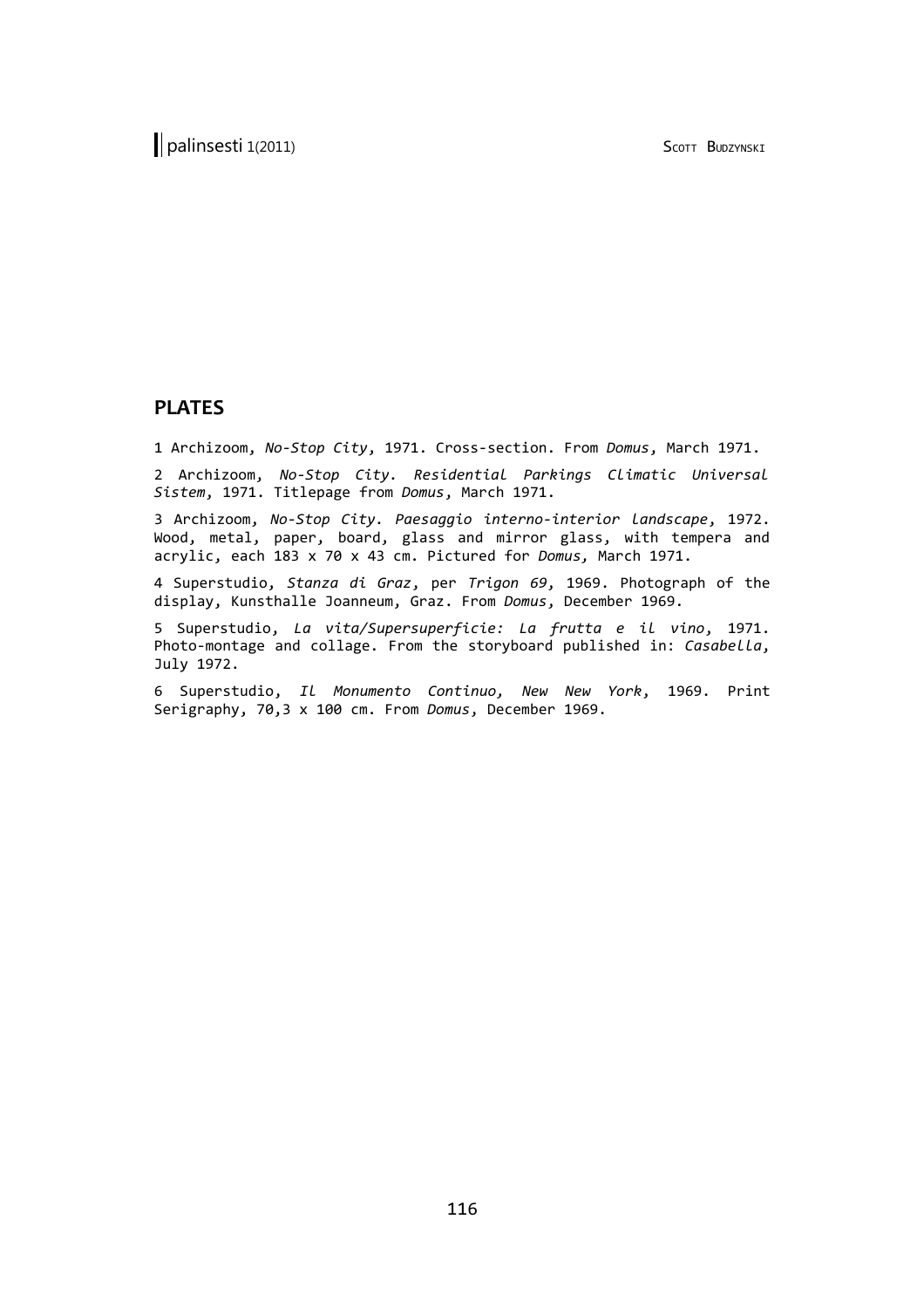## PLATES

1 Archizoom, *No-Stop City*, 1971. Cross-section. From *Domus*, March 1971.

2 Archizoom, *No-Stop City. Residential Parkings Climatic Universal Sistem*, 1971. Titlepage from *Domus*, March 1971.

3 Archizoom, *No-Stop City. Paesaggio interno-interior landscape*, 1972. Wood, metal, paper, board, glass and mirror glass, with tempera and acrylic, each 183 x 70 x 43 cm. Pictured for *Domus*, March 1971.

4 Superstudio, *Stanza di Graz*, per *Trigon 69*, 1969. Photograph of the display, Kunsthalle Joanneum, Graz. From *Domus*, December 1969.

5 Superstudio, *La vita/Supersuperficie: La frutta e il vino*, 1971. Photo-montage and collage. From the storyboard published in: *Casabella*, July 1972.

6 Superstudio, *Il Monumento Continuo, New New York*, 1969. Print Serigraphy, 70,3 x 100 cm. From *Domus*, December 1969.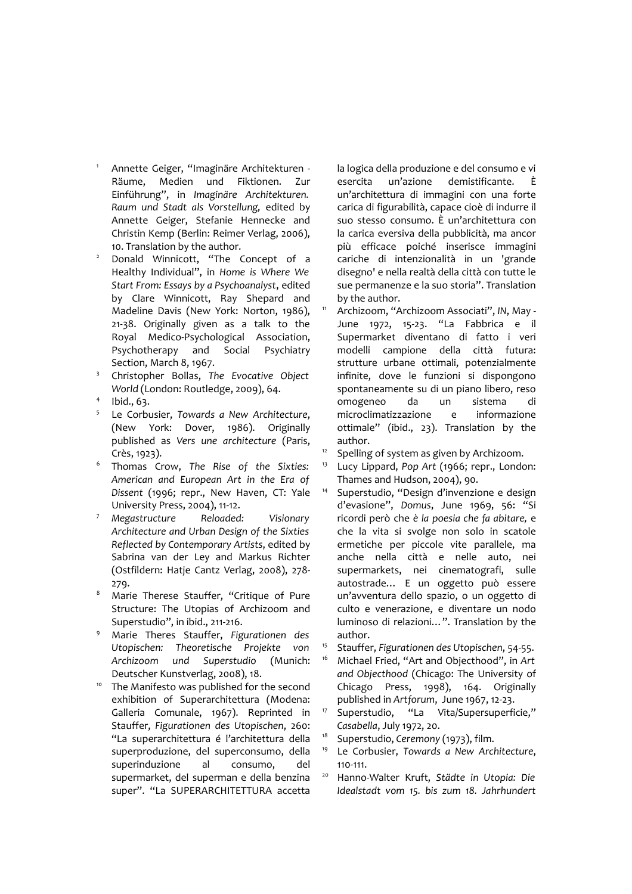1. Annette Geiger, “Imaginäre Architekturen - Räume, Medien und Fiktionen. Zur Einführung”, in *Imaginäre Architekturen. Raum und Stadt als Vorstellung,* edited by Annette Geiger, Stefanie Hennecke and Christin Kemp (Berlin: Reimer Verlag, 2006), 10. Translation by the author.
2. Donald Winnicott, “The Concept of a Healthy Individual”, in *Home is Where We Start From: Essays by a Psychoanalyst*, edited by Clare Winnicott, Ray Shepard and Madeline Davis (New York: Norton, 1986), 21-38. Originally given as a talk to the Royal Medico-Psychological Association, Psychotherapy and Social Psychiatry Section, March 8, 1967.
3. Christopher Bollas, *The Evocative Object World* (London: Routledge, 2009), 64.
4. Ibid., 63.
5. Le Corbusier, *Towards a New Architecture*, (New York: Dover, 1986). Originally published as *Vers une architecture* (Paris, Crès, 1923).
6. Thomas Crow, *The Rise of the Sixties: American and European Art in the Era of Dissent* (1996; repr., New Haven, CT: Yale University Press, 2004), 11-12.
7. *Megastructure Reloaded: Visionary Architecture and Urban Design of the Sixties Reflected by Contemporary Artists*, edited by Sabrina van der Ley and Markus Richter (Ostfildern: Hatje Cantz Verlag, 2008), 278-279.
8. Marie Therese Stauffer, “Critique of Pure Structure: The Utopias of Archizoom and Superstudio”, in ibid., 211-216.
9. Marie Theres Stauffer, *Figurationen des Utopischen: Theoretische Projekte von Archizoom und Superstudio* (Munich: Deutscher Kunstverlag, 2008), 18.
10. The Manifesto was published for the second exhibition of Superarchitettura (Modena: Galleria Comunale, 1967). Reprinted in Stauffer, *Figurationen des Utopischen*, 260: “La superarchitettura é l’architettura della superproduzione, del superconsumo, della superinduzione al consumo, del supermarket, del superman e della benzina super”. “La SUPERARCHITETTURA accetta la logica della produzione e del consumo e vi esercita un’azione demistificante. È un’architettura di immagini con una forte carica di figurabilità, capace cioè di indurre il suo stesso consumo. È un’architettura con la carica eversiva della pubblicità, ma ancor più efficace poiché inserisce immagini cariche di intenzionalità in un 'grande disegno' e nella realtà della città con tutte le sue permanenze e la suo storia”. Translation by the author.
11. Archizoom, “Archizoom Associati”, *IN*, May - June 1972, 15-23. “La Fabbrica e il Supermarket diventano di fatto i veri modelli campione della città futura: strutture urbane ottimali, potenzialmente infinite, dove le funzioni si dispongono spontaneamente su di un piano libero, reso omogeneo da un sistema di microclimatizzazione e informazione ottimale” (ibid., 23). Translation by the author.
12. Spelling of system as given by Archizoom.
13. Lucy Lippard, *Pop Art* (1966; repr., London: Thames and Hudson, 2004), 90.
14. Superstudio, “Design d’invenzione e design d’evasione”, *Domus*, June 1969, 56: “Si ricordi però che *è la poesia che fa abitare,* e che la vita si svolge non solo in scatole ermetiche per piccole vite parallele, ma anche nella città e nelle auto, nei supermarkets, nei cinematografi, sulle autostrade… E un oggetto può essere un’avventura dello spazio, o un oggetto di culto e venerazione, e diventare un nodo luminoso di relazioni…”. Translation by the author.
15. Stauffer, *Figurationen des Utopischen*, 54-55.
16. Michael Fried, “Art and Objecthood”, in *Art and Objecthood* (Chicago: The University of Chicago Press, 1998), 164. Originally published in *Artforum*, June 1967, 12-23.
17. Superstudio, “La Vita/Supersuperficie,” *Casabella*, July 1972, 20.
18. Superstudio, *Ceremony* (1973), film.
19. Le Corbusier, *Towards a New Architecture*, 110-111.
20. Hanno-Walter Kruft, *Städte in Utopia: Die Idealstadt vom 15. bis zum 18. Jahrhundert*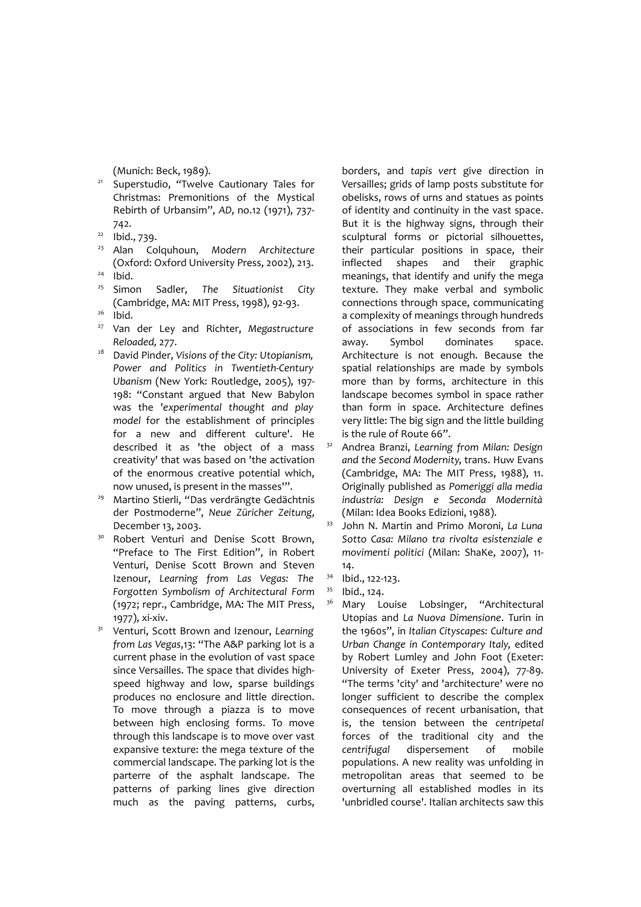(Munich: Beck, 1989).

21. Superstudio, "Twelve Cautionary Tales for Christmas: Premonitions of the Mystical Rebirth of Urbansim", *AD*, no.12 (1971), 737-742.
22. Ibid., 739.
23. Alan Colquhoun, *Modern Architecture* (Oxford: Oxford University Press, 2002), 213.
24. Ibid.
25. Simon Sadler, *The Situationist City* (Cambridge, MA: MIT Press, 1998), 92-93.
26. Ibid.
27. Van der Ley and Richter, *Megastructure Reloaded*, 277.
28. David Pinder, *Visions of the City: Utopianism, Power and Politics in Twentieth-Century Ubanism* (New York: Routledge, 2005), 197-198: "Constant argued that New Babylon was the '*experimental thought and play model* for the establishment of principles for a new and different culture'. He described it as 'the object of a mass creativity' that was based on 'the activation of the enormous creative potential which, now unused, is present in the masses'".
29. Martino Stierli, "Das verdrängte Gedächtnis der Postmoderne", *Neue Züricher Zeitung*, December 13, 2003.
30. Robert Venturi and Denise Scott Brown, "Preface to The First Edition", in Robert Venturi, Denise Scott Brown and Steven Izenour, *Learning from Las Vegas: The Forgotten Symbolism of Architectural Form* (1972; repr., Cambridge, MA: The MIT Press, 1977), xi-xiv.
31. Venturi, Scott Brown and Izenour, *Learning from Las Vegas*,13: "The A&P parking lot is a current phase in the evolution of vast space since Versailles. The space that divides high-speed highway and low, sparse buildings produces no enclosure and little direction. To move through a piazza is to move between high enclosing forms. To move through this landscape is to move over vast expansive texture: the mega texture of the commercial landscape. The parking lot is the parterre of the asphalt landscape. The patterns of parking lines give direction much as the paving patterns, curbs, borders, and *tapis vert* give direction in Versailles; grids of lamp posts substitute for obelisks, rows of urns and statues as points of identity and continuity in the vast space. But it is the highway signs, through their sculptural forms or pictorial silhouettes, their particular positions in space, their inflected shapes and their graphic meanings, that identify and unify the mega texture. They make verbal and symbolic connections through space, communicating a complexity of meanings through hundreds of associations in few seconds from far away. Symbol dominates space. Architecture is not enough. Because the spatial relationships are made by symbols more than by forms, architecture in this landscape becomes symbol in space rather than form in space. Architecture defines very little: The big sign and the little building is the rule of Route 66".
32. Andrea Branzi, *Learning from Milan: Design and the Second Modernity*, trans. Huw Evans (Cambridge, MA: The MIT Press, 1988), 11. Originally published as *Pomeriggi alla media industria: Design e Seconda Modernità* (Milan: Idea Books Edizioni, 1988).
33. John N. Martin and Primo Moroni, *La Luna Sotto Casa: Milano tra rivolta esistenziale e movimenti politici* (Milan: ShaKe, 2007), 11-14.
34. Ibid., 122-123.
35. Ibid., 124.
36. Mary Louise Lobsinger, "Architectural Utopias and *La Nuova Dimensione*. Turin in the 1960s", in *Italian Cityscapes: Culture and Urban Change in Contemporary Italy*, edited by Robert Lumley and John Foot (Exeter: University of Exeter Press, 2004), 77-89. "The terms 'city' and 'architecture' were no longer sufficient to describe the complex consequences of recent urbanisation, that is, the tension between the *centripetal* forces of the traditional city and the *centrifugal* dispersement of mobile populations. A new reality was unfolding in metropolitan areas that seemed to be overturning all established modles in its 'unbridled course'. Italian architects saw this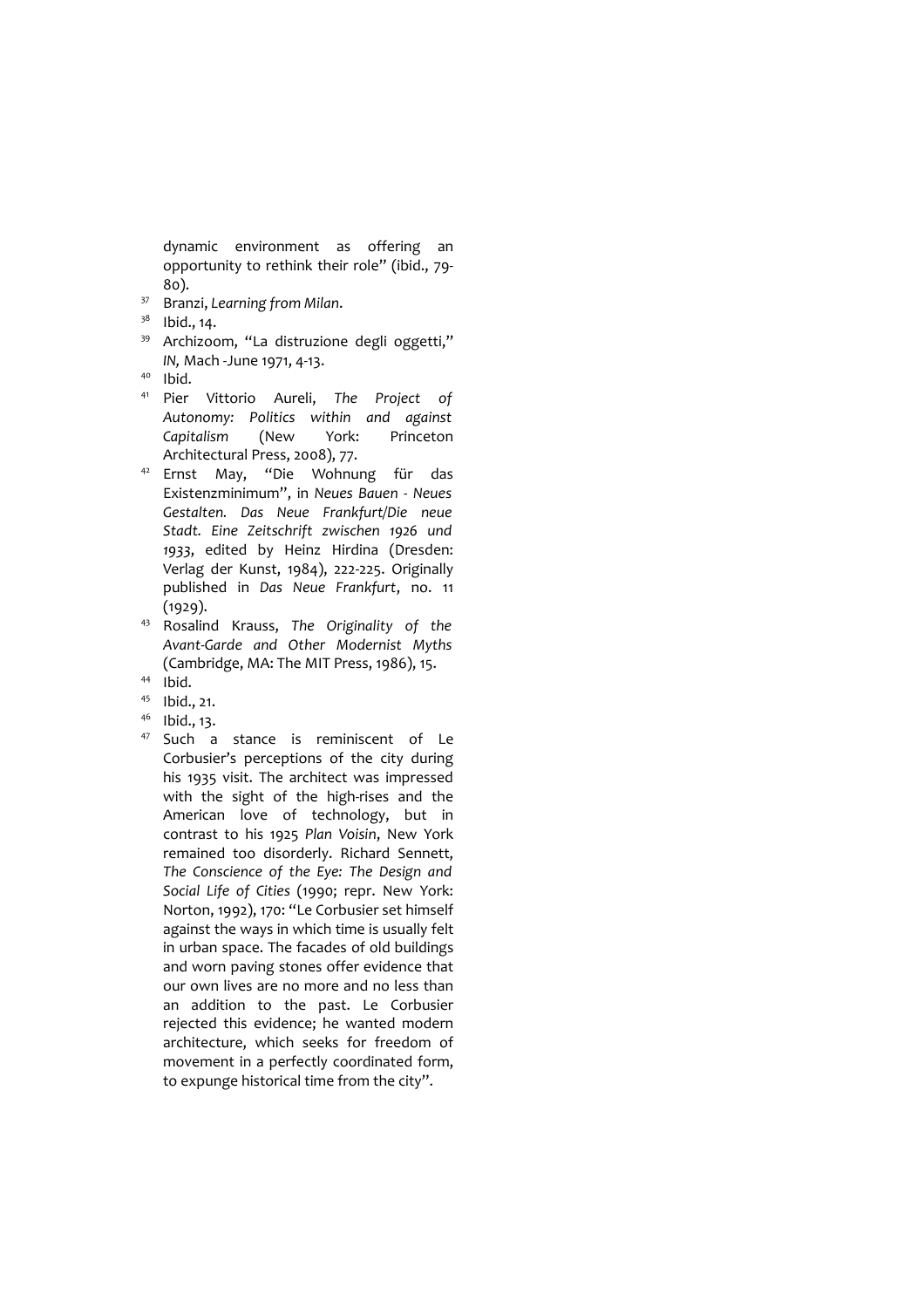dynamic environment as offering an opportunity to rethink their role" (ibid., 79-80).

37 Branzi, *Learning from Milan*.

38 Ibid., 14.

39 Archizoom, "La distruzione degli oggetti," *IN,* Mach -June 1971, 4-13.

40 Ibid.

41 Pier Vittorio Aureli, *The Project of Autonomy: Politics within and against Capitalism* (New York: Princeton Architectural Press, 2008), 77.

42 Ernst May, "Die Wohnung für das Existenzminimum", in *Neues Bauen - Neues Gestalten. Das Neue Frankfurt/Die neue Stadt. Eine Zeitschrift zwischen 1926 und 1933*, edited by Heinz Hirdina (Dresden: Verlag der Kunst, 1984), 222-225. Originally published in *Das Neue Frankfurt*, no. 11 (1929).

43 Rosalind Krauss, *The Originality of the Avant-Garde and Other Modernist Myths* (Cambridge, MA: The MIT Press, 1986), 15.

44 Ibid.

45 Ibid., 21.

46 Ibid., 13.

47 Such a stance is reminiscent of Le Corbusier's perceptions of the city during his 1935 visit. The architect was impressed with the sight of the high-rises and the American love of technology, but in contrast to his 1925 *Plan Voisin*, New York remained too disorderly. Richard Sennett, *The Conscience of the Eye: The Design and Social Life of Cities* (1990; repr. New York: Norton, 1992), 170: "Le Corbusier set himself against the ways in which time is usually felt in urban space. The facades of old buildings and worn paving stones offer evidence that our own lives are no more and no less than an addition to the past. Le Corbusier rejected this evidence; he wanted modern architecture, which seeks for freedom of movement in a perfectly coordinated form, to expunge historical time from the city".